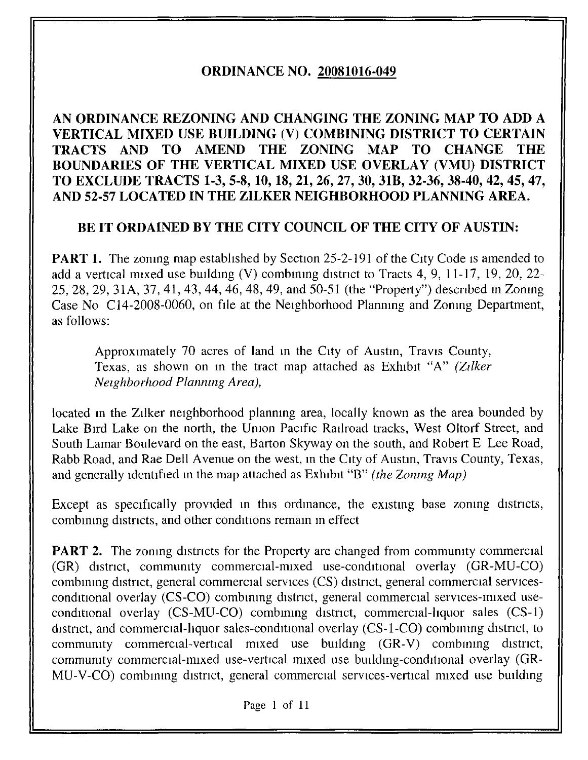# ORDINANCE NO. 20081016-049

## AN ORDINANCE REZONING AND CHANGING THE ZONING MAP TO ADD A VERTICAL MIXED USE BUILDING (V) COMBINING DISTRICT TO CERTAIN TRACTS AND TO AMEND THE ZONING MAP TO CHANGE THE BOUNDARIES OF THE VERTICAL MIXED USE OVERLAY (VMU) DISTRICT TO EXCLUDE TRACTS 1-3, 5-8, 10, 18, 21, 26, 27, 30, 31B, 32-36, 38-40, 42, 45, 47, AND 52-57 LOCATED IN THE ZILKER NEIGHBORHOOD PLANNING AREA.

## BE IT ORDAINED BY THE CITY COUNCIL OF THE CITY OF AUSTIN:

**PART 1.** The zoning map established by Section 25-2-191 of the City Code is amended to add a vertical mixed use building (V) combining district to Tracts 4, 9, 11-17, 19, 20, 22-25, 28, 29, 31A, 37, 41, 43, 44, 46, 48, 49, and 50-51 (the "Property") described in Zoning Case No C14-2008-0060, on file at the Neighborhood Planning and Zoning Department, as follows:

> Approximately 70 acres of land in the City of Austin, Travis County, Texas, as shown on in the tract map attached as Exhibit "A" *(Zilker Neighborhood Planning Area),*

located in the Zilker neighborhood planning area, locally known as the area bounded by Lake Bird Lake on the north, the Union Pacific Railroad tracks, West Oltorf Street, and South Lamar Boulevard on the east, Barton Skyway on the south, and Robert E Lee Road, Rabb Road, and Rae Dell Avenue on the west, in the City of Austin, Travis County, Texas, and generally identified in the map attached as Exhibit "B" *(the Zoning Map)*

Except as specifically provided in this ordinance, the existing base zoning districts, combining districts, and other conditions remain in effect

**PART 2.** The zoning districts for the Property are changed from community commercial (GR) district, community commercial-mixed use-conditional overlay (GR-MU-CO) combining district, general commercial services (CS) district, general commercial services-conditional overlay (CS-CO) combining district, general commercial services-mixed use-conditional overlay (CS-MU-CO) combining district, commercial-liquor sales (CS-1) district, and commercial-liquor sales-conditional overlay (CS-1-CO) combining district, to community commercial-vertical mixed use building (GR-V) combining district, community commercial-mixed use-vertical mixed use building-conditional overlay (GR-MU-V-CO) combining district, general commercial services-vertical mixed use building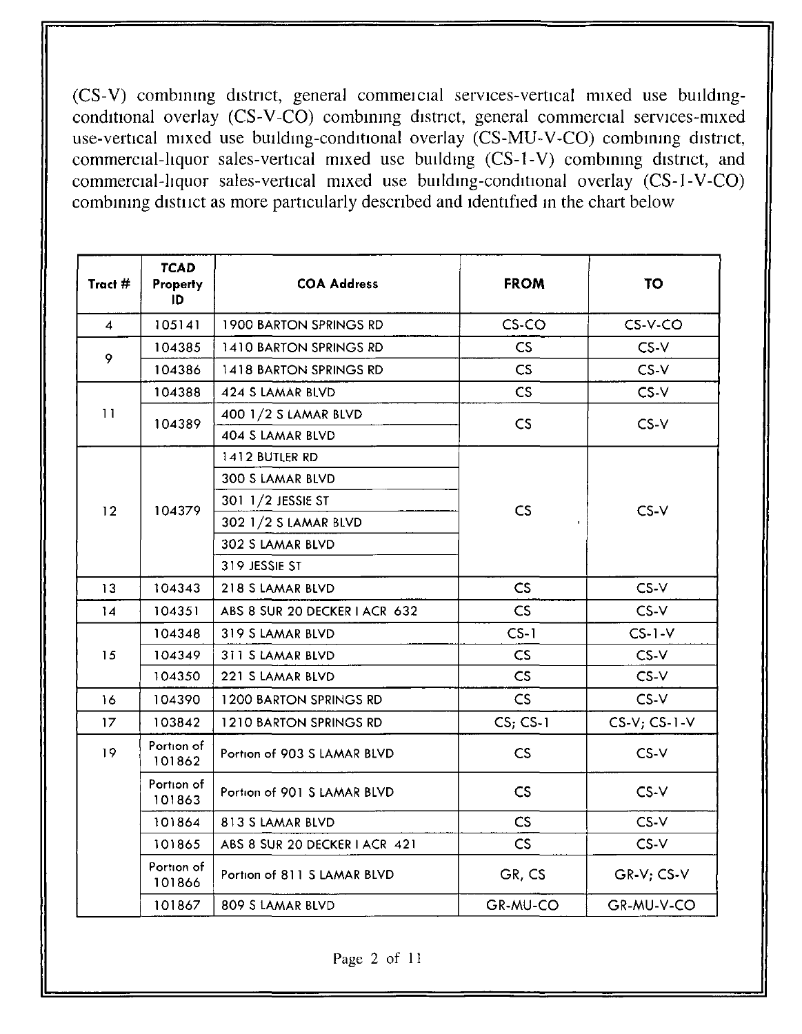(CS-V) combining district, general commercial services-vertical mixed use building-conditional overlay (CS-V-CO) combining district, general commercial services-mixed use-vertical mixed use building-conditional overlay (CS-MU-V-CO) combining district, commercial-liquor sales-vertical mixed use building (CS-1-V) combining district, and commercial-liquor sales-vertical mixed use building-conditional overlay (CS-1-V-CO) combining district as more particularly described and identified in the chart below

| Tract # | TCAD Property ID | COA Address | FROM | TO |
|---|---|---|---|---|
| 4 | 105141 | 1900 BARTON SPRINGS RD | CS-CO | CS-V-CO |
| 9 | 104385 | 1410 BARTON SPRINGS RD | CS | CS-V |
| | 104386 | 1418 BARTON SPRINGS RD | CS | CS-V |
| 11 | 104388 | 424 S LAMAR BLVD | CS | CS-V |
| | 104389 | 400 1/2 S LAMAR BLVD | CS | CS-V |
| | | 404 S LAMAR BLVD | | |
| 12 | 104379 | 1412 BUTLER RD | CS | CS-V |
| | | 300 S LAMAR BLVD | | |
| | | 301 1/2 JESSIE ST | | |
| | | 302 1/2 S LAMAR BLVD | | |
| | | 302 S LAMAR BLVD | | |
| | | 319 JESSIE ST | | |
| 13 | 104343 | 218 S LAMAR BLVD | CS | CS-V |
| 14 | 104351 | ABS 8 SUR 20 DECKER I ACR 632 | CS | CS-V |
| 15 | 104348 | 319 S LAMAR BLVD | CS-1 | CS-1-V |
| | 104349 | 311 S LAMAR BLVD | CS | CS-V |
| | 104350 | 221 S LAMAR BLVD | CS | CS-V |
| 16 | 104390 | 1200 BARTON SPRINGS RD | CS | CS-V |
| 17 | 103842 | 1210 BARTON SPRINGS RD | CS; CS-1 | CS-V; CS-1-V |
| 19 | Portion of 101862 | Portion of 903 S LAMAR BLVD | CS | CS-V |
| | Portion of 101863 | Portion of 901 S LAMAR BLVD | CS | CS-V |
| | 101864 | 813 S LAMAR BLVD | CS | CS-V |
| | 101865 | ABS 8 SUR 20 DECKER I ACR 421 | CS | CS-V |
| | Portion of 101866 | Portion of 811 S LAMAR BLVD | GR, CS | GR-V; CS-V |
| | 101867 | 809 S LAMAR BLVD | GR-MU-CO | GR-MU-V-CO |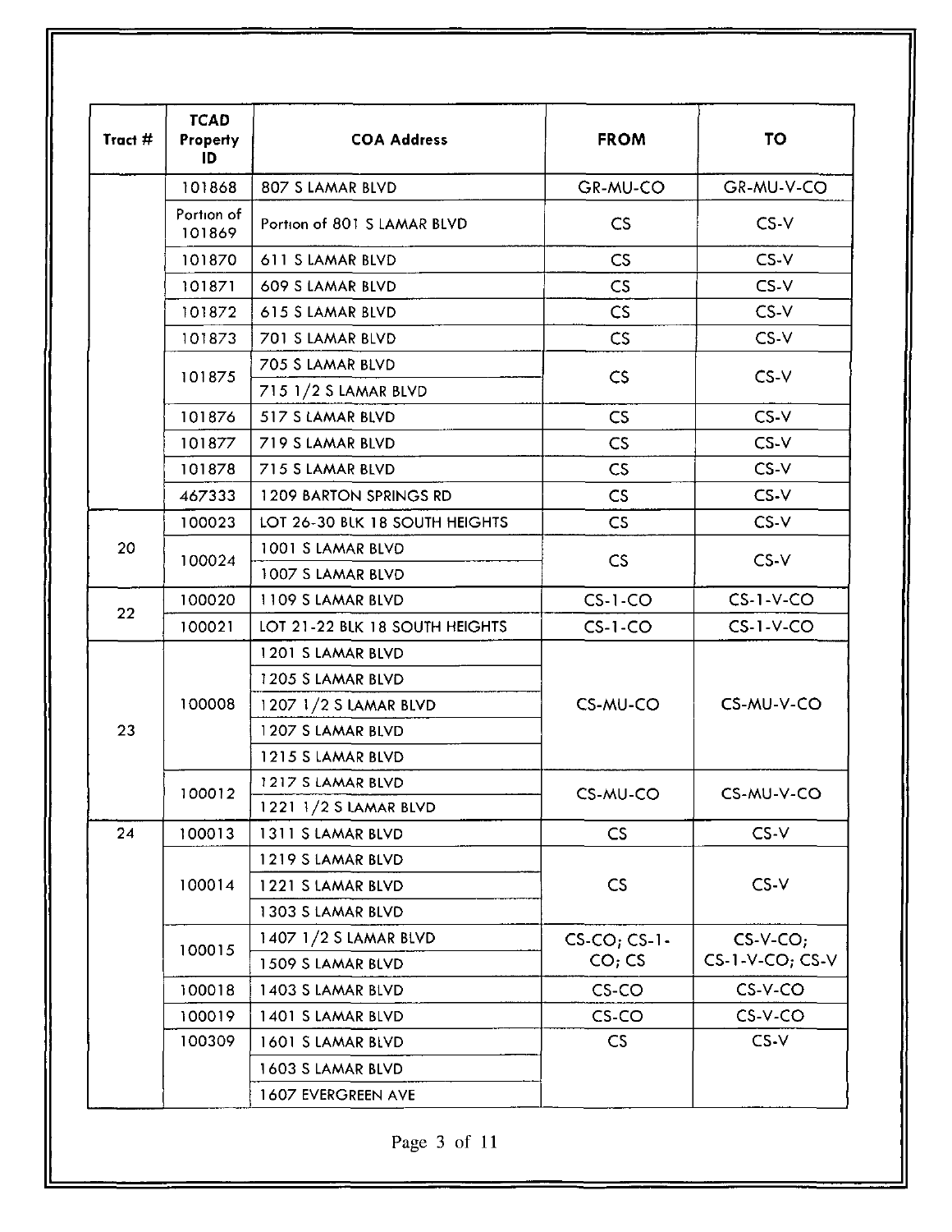| Tract # | TCAD Property ID | COA Address | FROM | TO |
|---|---|---|---|---|
| | 101868 | 807 S LAMAR BLVD | GR-MU-CO | GR-MU-V-CO |
| | Portion of 101869 | Portion of 801 S LAMAR BLVD | CS | CS-V |
| | 101870 | 611 S LAMAR BLVD | CS | CS-V |
| | 101871 | 609 S LAMAR BLVD | CS | CS-V |
| | 101872 | 615 S LAMAR BLVD | CS | CS-V |
| | 101873 | 701 S LAMAR BLVD | CS | CS-V |
| | 101875 | 705 S LAMAR BLVD | CS | CS-V |
| | | 715 1/2 S LAMAR BLVD | | |
| | 101876 | 517 S LAMAR BLVD | CS | CS-V |
| | 101877 | 719 S LAMAR BLVD | CS | CS-V |
| | 101878 | 715 S LAMAR BLVD | CS | CS-V |
| | 467333 | 1209 BARTON SPRINGS RD | CS | CS-V |
| 20 | 100023 | LOT 26-30 BLK 18 SOUTH HEIGHTS | CS | CS-V |
| | 100024 | 1001 S LAMAR BLVD | CS | CS-V |
| | | 1007 S LAMAR BLVD | | |
| 22 | 100020 | 1109 S LAMAR BLVD | CS-1-CO | CS-1-V-CO |
| | 100021 | LOT 21-22 BLK 18 SOUTH HEIGHTS | CS-1-CO | CS-1-V-CO |
| 23 | 100008 | 1201 S LAMAR BLVD | CS-MU-CO | CS-MU-V-CO |
| | | 1205 S LAMAR BLVD | | |
| | | 1207 1/2 S LAMAR BLVD | | |
| | | 1207 S LAMAR BLVD | | |
| | | 1215 S LAMAR BLVD | | |
| | 100012 | 1217 S LAMAR BLVD | CS-MU-CO | CS-MU-V-CO |
| | | 1221 1/2 S LAMAR BLVD | | |
| 24 | 100013 | 1311 S LAMAR BLVD | CS | CS-V |
| | 100014 | 1219 S LAMAR BLVD | CS | CS-V |
| | | 1221 S LAMAR BLVD | | |
| | | 1303 S LAMAR BLVD | | |
| | 100015 | 1407 1/2 S LAMAR BLVD | CS-CO; CS-1-CO; CS | CS-V-CO; CS-1-V-CO; CS-V |
| | | 1509 S LAMAR BLVD | | |
| | 100018 | 1403 S LAMAR BLVD | CS-CO | CS-V-CO |
| | 100019 | 1401 S LAMAR BLVD | CS-CO | CS-V-CO |
| | 100309 | 1601 S LAMAR BLVD | CS | CS-V |
| | | 1603 S LAMAR BLVD | | |
| | | 1607 EVERGREEN AVE | | |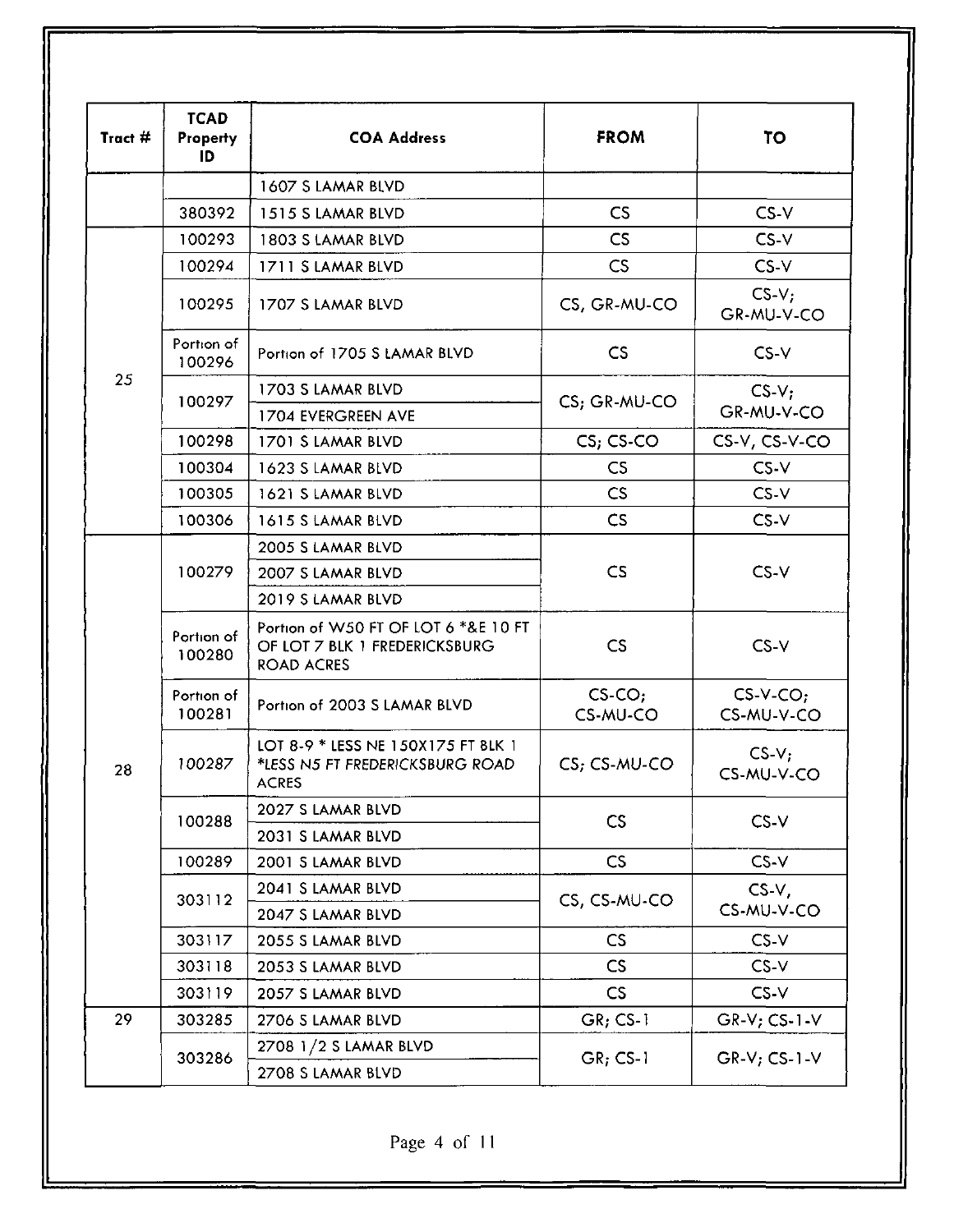| Tract # | TCAD Property ID | COA Address | FROM | TO |
|---|---|---|---|---|
| | | 1607 S LAMAR BLVD | | |
| | 380392 | 1515 S LAMAR BLVD | CS | CS-V |
| 25 | 100293 | 1803 S LAMAR BLVD | CS | CS-V |
| | 100294 | 1711 S LAMAR BLVD | CS | CS-V |
| | 100295 | 1707 S LAMAR BLVD | CS, GR-MU-CO | CS-V; GR-MU-V-CO |
| | Portion of 100296 | Portion of 1705 S LAMAR BLVD | CS | CS-V |
| | 100297 | 1703 S LAMAR BLVD | CS; GR-MU-CO | CS-V; GR-MU-V-CO |
| | | 1704 EVERGREEN AVE | | |
| | 100298 | 1701 S LAMAR BLVD | CS; CS-CO | CS-V, CS-V-CO |
| | 100304 | 1623 S LAMAR BLVD | CS | CS-V |
| | 100305 | 1621 S LAMAR BLVD | CS | CS-V |
| | 100306 | 1615 S LAMAR BLVD | CS | CS-V |
| 28 | 100279 | 2005 S LAMAR BLVD | CS | CS-V |
| | | 2007 S LAMAR BLVD | | |
| | | 2019 S LAMAR BLVD | | |
| | Portion of 100280 | Portion of W50 FT OF LOT 6 *&E 10 FT OF LOT 7 BLK 1 FREDERICKSBURG ROAD ACRES | CS | CS-V |
| | Portion of 100281 | Portion of 2003 S LAMAR BLVD | CS-CO; CS-MU-CO | CS-V-CO; CS-MU-V-CO |
| | 100287 | LOT 8-9 * LESS NE 150X175 FT BLK 1 *LESS N5 FT FREDERICKSBURG ROAD ACRES | CS; CS-MU-CO | CS-V; CS-MU-V-CO |
| | 100288 | 2027 S LAMAR BLVD | CS | CS-V |
| | | 2031 S LAMAR BLVD | | |
| | 100289 | 2001 S LAMAR BLVD | CS | CS-V |
| | 303112 | 2041 S LAMAR BLVD | CS, CS-MU-CO | CS-V, CS-MU-V-CO |
| | | 2047 S LAMAR BLVD | | |
| | 303117 | 2055 S LAMAR BLVD | CS | CS-V |
| | 303118 | 2053 S LAMAR BLVD | CS | CS-V |
| | 303119 | 2057 S LAMAR BLVD | CS | CS-V |
| 29 | 303285 | 2706 S LAMAR BLVD | GR; CS-1 | GR-V; CS-1-V |
| | 303286 | 2708 1/2 S LAMAR BLVD | GR; CS-1 | GR-V; CS-1-V |
| | | 2708 S LAMAR BLVD | | |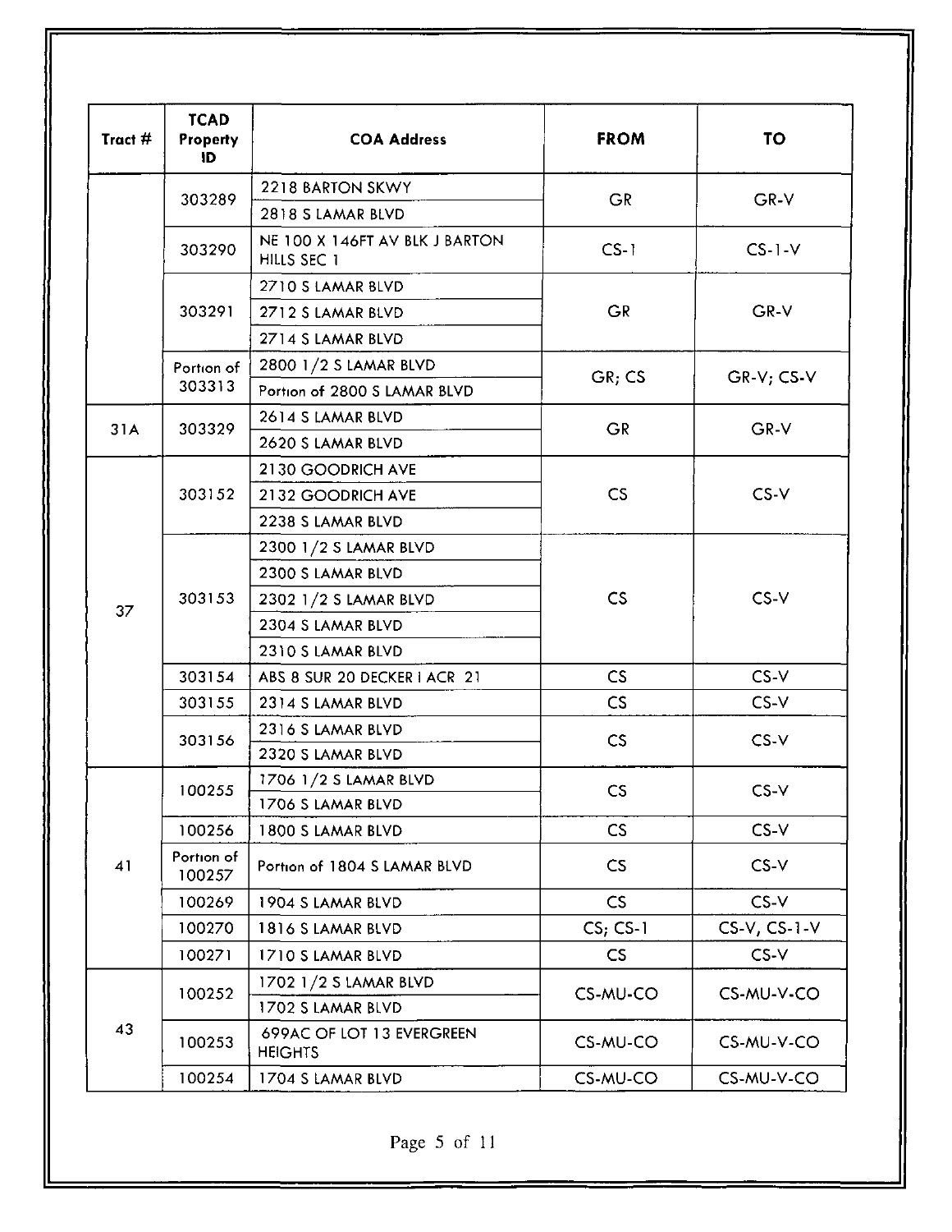| Tract # | TCAD Property ID | COA Address | FROM | TO |
|---|---|---|---|---|
| | 303289 | 2218 BARTON SKWY | GR | GR-V |
| | | 2818 S LAMAR BLVD | | |
| | 303290 | NE 100 X 146FT AV BLK J BARTON HILLS SEC 1 | CS-1 | CS-1-V |
| | 303291 | 2710 S LAMAR BLVD | GR | GR-V |
| | | 2712 S LAMAR BLVD | | |
| | | 2714 S LAMAR BLVD | | |
| | Portion of 303313 | 2800 1/2 S LAMAR BLVD | GR; CS | GR-V; CS-V |
| | | Portion of 2800 S LAMAR BLVD | | |
| 31A | 303329 | 2614 S LAMAR BLVD | GR | GR-V |
| | | 2620 S LAMAR BLVD | | |
| 37 | 303152 | 2130 GOODRICH AVE | CS | CS-V |
| | | 2132 GOODRICH AVE | | |
| | | 2238 S LAMAR BLVD | | |
| | 303153 | 2300 1/2 S LAMAR BLVD | CS | CS-V |
| | | 2300 S LAMAR BLVD | | |
| | | 2302 1/2 S LAMAR BLVD | | |
| | | 2304 S LAMAR BLVD | | |
| | | 2310 S LAMAR BLVD | | |
| | 303154 | ABS 8 SUR 20 DECKER I ACR 21 | CS | CS-V |
| | 303155 | 2314 S LAMAR BLVD | CS | CS-V |
| | 303156 | 2316 S LAMAR BLVD | CS | CS-V |
| | | 2320 S LAMAR BLVD | | |
| 41 | 100255 | 1706 1/2 S LAMAR BLVD | CS | CS-V |
| | | 1706 S LAMAR BLVD | | |
| | 100256 | 1800 S LAMAR BLVD | CS | CS-V |
| | Portion of 100257 | Portion of 1804 S LAMAR BLVD | CS | CS-V |
| | 100269 | 1904 S LAMAR BLVD | CS | CS-V |
| | 100270 | 1816 S LAMAR BLVD | CS; CS-1 | CS-V, CS-1-V |
| | 100271 | 1710 S LAMAR BLVD | CS | CS-V |
| 43 | 100252 | 1702 1/2 S LAMAR BLVD | CS-MU-CO | CS-MU-V-CO |
| | | 1702 S LAMAR BLVD | | |
| | 100253 | 699AC OF LOT 13 EVERGREEN HEIGHTS | CS-MU-CO | CS-MU-V-CO |
| | 100254 | 1704 S LAMAR BLVD | CS-MU-CO | CS-MU-V-CO |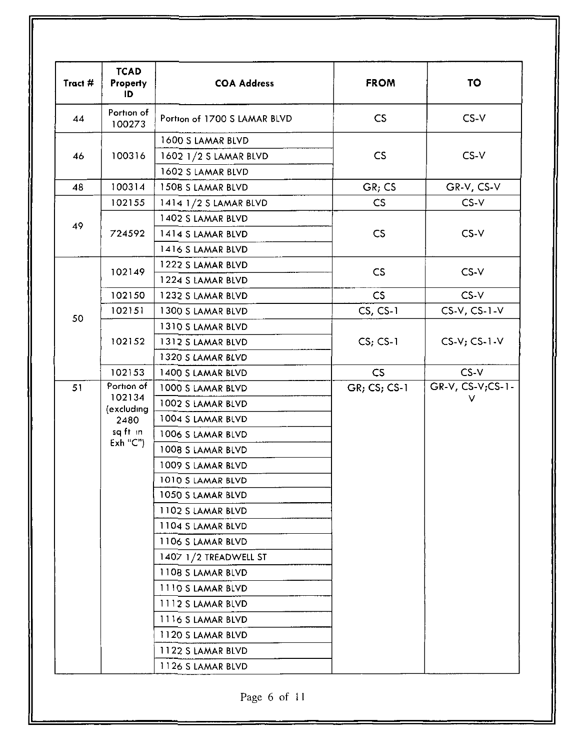| Tract # | TCAD Property ID | COA Address | FROM | TO |
|---|---|---|---|---|
| 44 | Portion of 100273 | Portion of 1700 S LAMAR BLVD | CS | CS-V |
| 46 | 100316 | 1600 S LAMAR BLVD | CS | CS-V |
| | | 1602 1/2 S LAMAR BLVD | | |
| | | 1602 S LAMAR BLVD | | |
| 48 | 100314 | 1508 S LAMAR BLVD | GR; CS | GR-V, CS-V |
| 49 | 102155 | 1414 1/2 S LAMAR BLVD | CS | CS-V |
| | 724592 | 1402 S LAMAR BLVD | CS | CS-V |
| | | 1414 S LAMAR BLVD | | |
| | | 1416 S LAMAR BLVD | | |
| 50 | 102149 | 1222 S LAMAR BLVD | CS | CS-V |
| | | 1224 S LAMAR BLVD | | |
| | 102150 | 1232 S LAMAR BLVD | CS | CS-V |
| | 102151 | 1300 S LAMAR BLVD | CS, CS-1 | CS-V, CS-1-V |
| | 102152 | 1310 S LAMAR BLVD | CS; CS-1 | CS-V; CS-1-V |
| | | 1312 S LAMAR BLVD | | |
| | | 1320 S LAMAR BLVD | | |
| | 102153 | 1400 S LAMAR BLVD | CS | CS-V |
| 51 | Portion of 102134 (excluding 2480 sq ft in Exh "C") | 1000 S LAMAR BLVD | GR; CS; CS-1 | GR-V, CS-V;CS-1-V |
| | | 1002 S LAMAR BLVD | | |
| | | 1004 S LAMAR BLVD | | |
| | | 1006 S LAMAR BLVD | | |
| | | 1008 S LAMAR BLVD | | |
| | | 1009 S LAMAR BLVD | | |
| | | 1010 S LAMAR BLVD | | |
| | | 1050 S LAMAR BLVD | | |
| | | 1102 S LAMAR BLVD | | |
| | | 1104 S LAMAR BLVD | | |
| | | 1106 S LAMAR BLVD | | |
| | | 1407 1/2 TREADWELL ST | | |
| | | 1108 S LAMAR BLVD | | |
| | | 1110 S LAMAR BLVD | | |
| | | 1112 S LAMAR BLVD | | |
| | | 1116 S LAMAR BLVD | | |
| | | 1120 S LAMAR BLVD | | |
| | | 1122 S LAMAR BLVD | | |
| | | 1126 S LAMAR BLVD | | |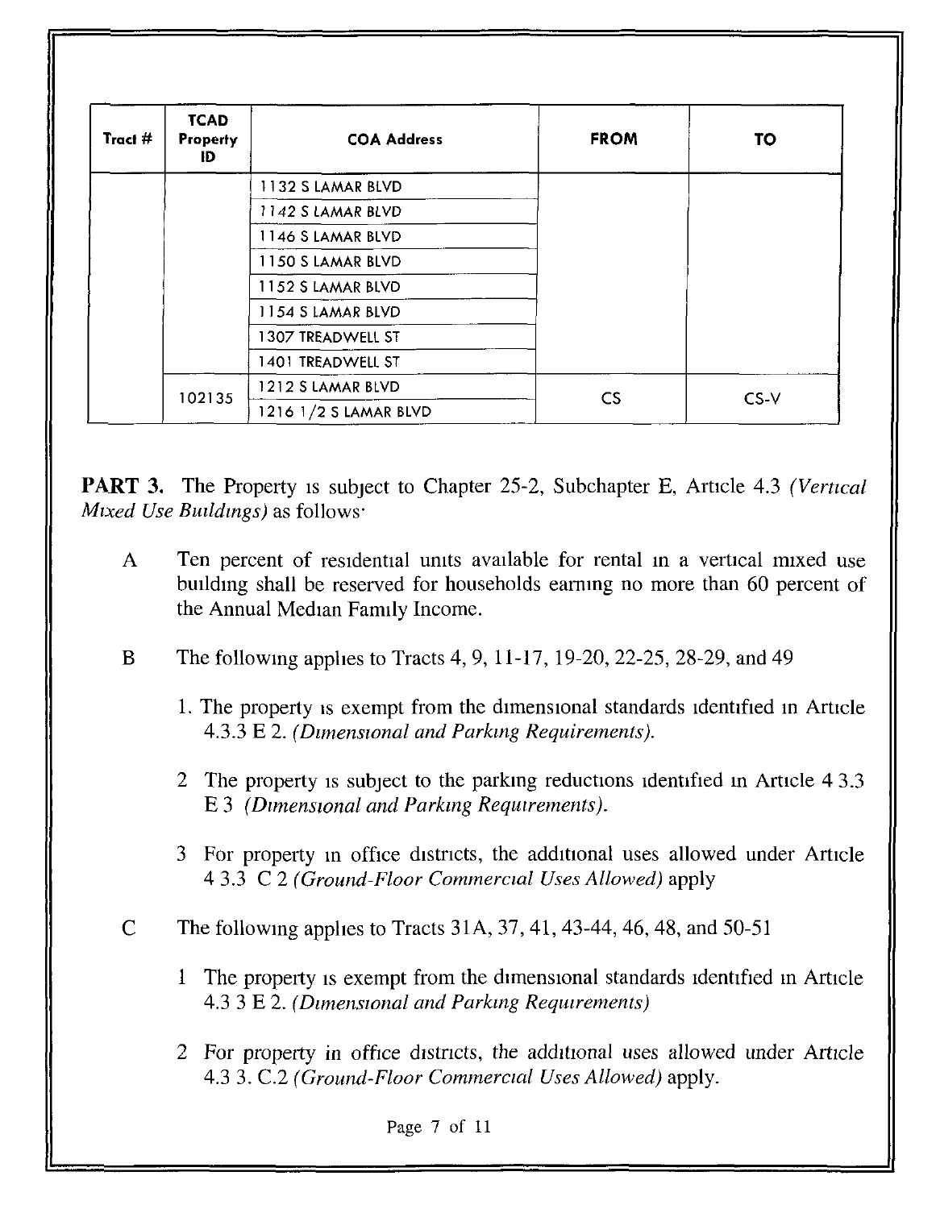| Tract # | TCAD Property ID | COA Address | FROM | TO |
|---|---|---|---|---|
| | | 1132 S LAMAR BLVD | | |
| | | 1142 S LAMAR BLVD | | |
| | | 1146 S LAMAR BLVD | | |
| | | 1150 S LAMAR BLVD | | |
| | | 1152 S LAMAR BLVD | | |
| | | 1154 S LAMAR BLVD | | |
| | | 1307 TREADWELL ST | | |
| | | 1401 TREADWELL ST | | |
| | 102135 | 1212 S LAMAR BLVD | CS | CS-V |
| | | 1216 1/2 S LAMAR BLVD | | |

**PART 3.** The Property is subject to Chapter 25-2, Subchapter E, Article 4.3 *(Vertical Mixed Use Buildings)* as follows:

A Ten percent of residential units available for rental in a vertical mixed use building shall be reserved for households earning no more than 60 percent of the Annual Median Family Income.

B The following applies to Tracts 4, 9, 11-17, 19-20, 22-25, 28-29, and 49

1. The property is exempt from the dimensional standards identified in Article 4.3.3 E 2. *(Dimensional and Parking Requirements).*

2. The property is subject to the parking reductions identified in Article 4 3.3 E 3 *(Dimensional and Parking Requirements).*

3. For property in office districts, the additional uses allowed under Article 4 3.3 C 2 *(Ground-Floor Commercial Uses Allowed)* apply

C The following applies to Tracts 31A, 37, 41, 43-44, 46, 48, and 50-51

1. The property is exempt from the dimensional standards identified in Article 4.3 3 E 2. *(Dimensional and Parking Requirements)*

2. For property in office districts, the additional uses allowed under Article 4.3 3. C.2 *(Ground-Floor Commercial Uses Allowed)* apply.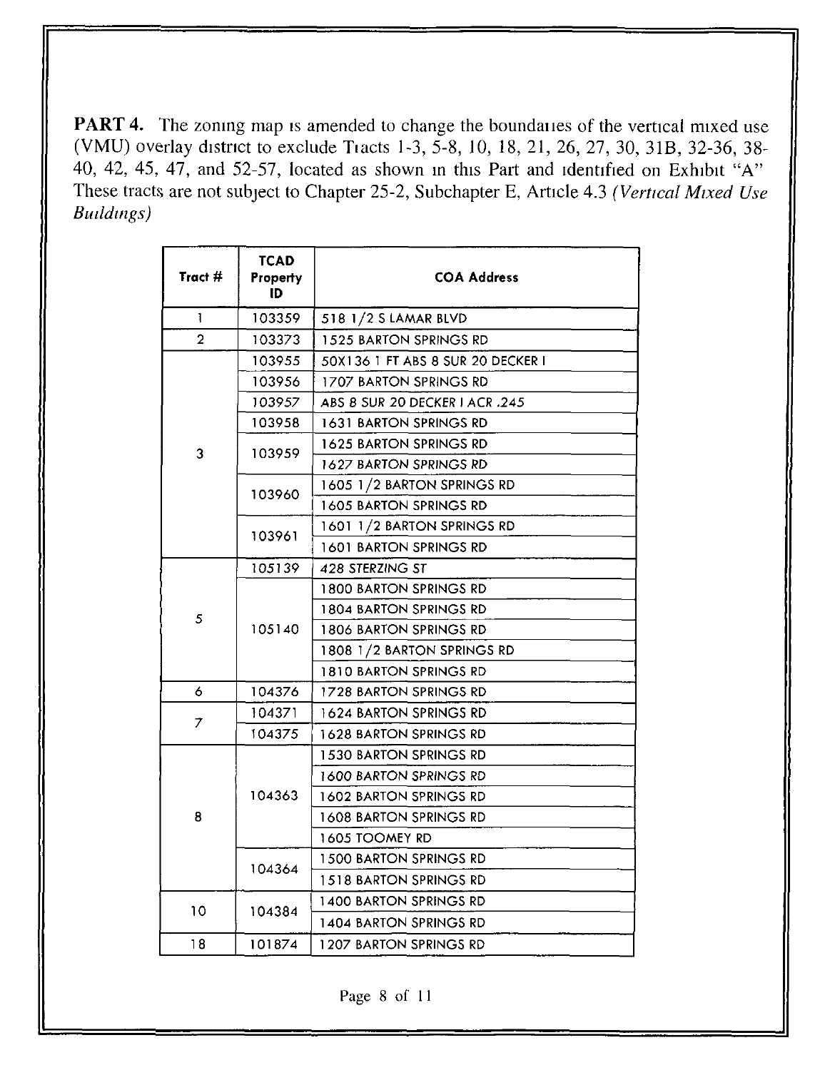**PART 4.** The zoning map is amended to change the boundaries of the vertical mixed use (VMU) overlay district to exclude Tracts 1-3, 5-8, 10, 18, 21, 26, 27, 30, 31B, 32-36, 38-40, 42, 45, 47, and 52-57, located as shown in this Part and identified on Exhibit "A". These tracts are not subject to Chapter 25-2, Subchapter E, Article 4.3 *(Vertical Mixed Use Buildings)*

| Tract # | TCAD Property ID | COA Address |
|---|---|---|
| 1 | 103359 | 518 1/2 S LAMAR BLVD |
| 2 | 103373 | 1525 BARTON SPRINGS RD |
| 3 | 103955 | 50X136 1 FT ABS 8 SUR 20 DECKER I |
| | 103956 | 1707 BARTON SPRINGS RD |
| | 103957 | ABS 8 SUR 20 DECKER I ACR .245 |
| | 103958 | 1631 BARTON SPRINGS RD |
| | 103959 | 1625 BARTON SPRINGS RD |
| | | 1627 BARTON SPRINGS RD |
| | 103960 | 1605 1/2 BARTON SPRINGS RD |
| | | 1605 BARTON SPRINGS RD |
| | 103961 | 1601 1/2 BARTON SPRINGS RD |
| | | 1601 BARTON SPRINGS RD |
| 5 | 105139 | 428 STERZING ST |
| | 105140 | 1800 BARTON SPRINGS RD |
| | | 1804 BARTON SPRINGS RD |
| | | 1806 BARTON SPRINGS RD |
| | | 1808 1/2 BARTON SPRINGS RD |
| | | 1810 BARTON SPRINGS RD |
| 6 | 104376 | 1728 BARTON SPRINGS RD |
| 7 | 104371 | 1624 BARTON SPRINGS RD |
| | 104375 | 1628 BARTON SPRINGS RD |
| 8 | 104363 | 1530 BARTON SPRINGS RD |
| | | 1600 BARTON SPRINGS RD |
| | | 1602 BARTON SPRINGS RD |
| | | 1608 BARTON SPRINGS RD |
| | | 1605 TOOMEY RD |
| | 104364 | 1500 BARTON SPRINGS RD |
| | | 1518 BARTON SPRINGS RD |
| 10 | 104384 | 1400 BARTON SPRINGS RD |
| | | 1404 BARTON SPRINGS RD |
| 18 | 101874 | 1207 BARTON SPRINGS RD |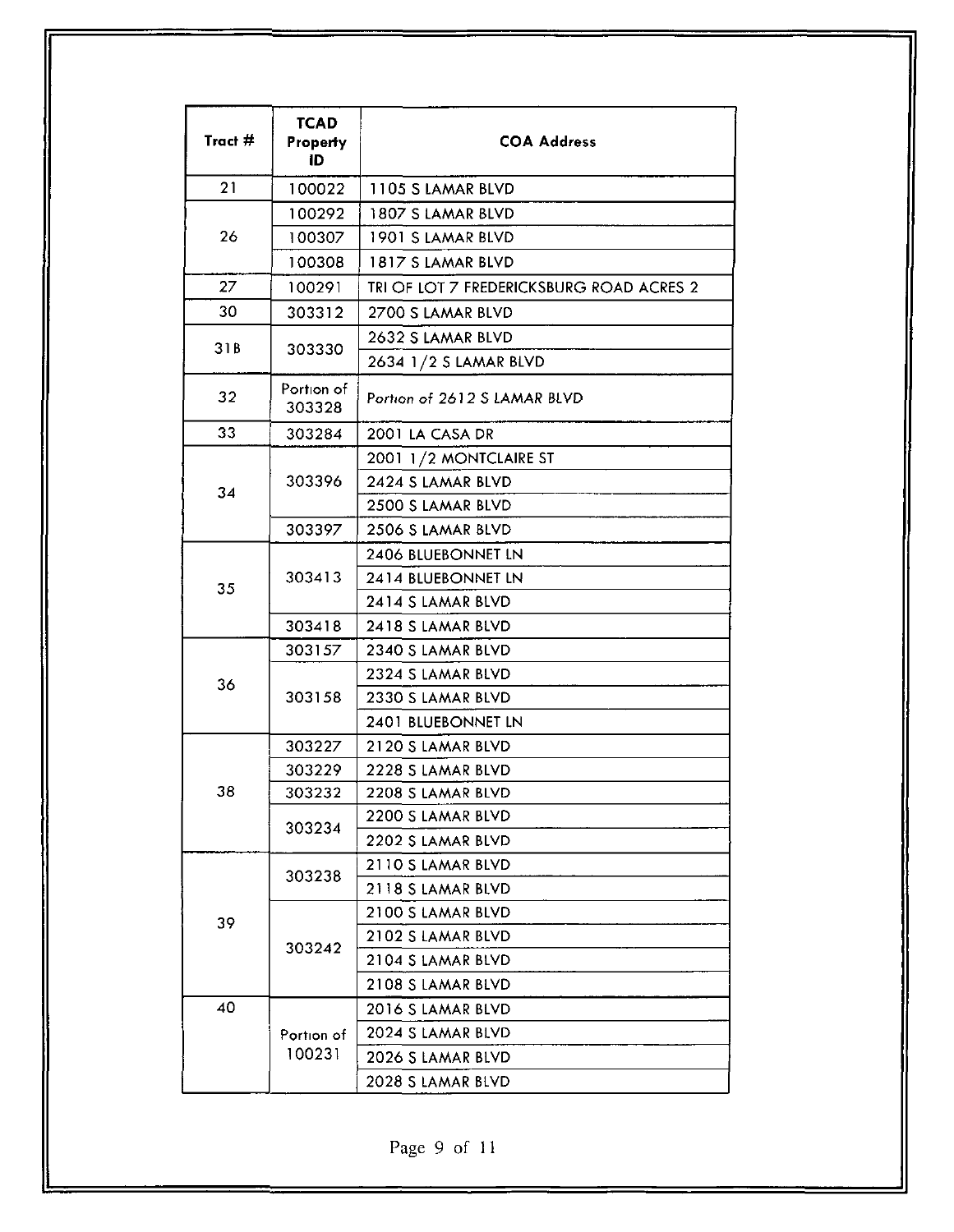| Tract # | TCAD Property ID | COA Address |
|---|---|---|
| 21 | 100022 | 1105 S LAMAR BLVD |
| 26 | 100292 | 1807 S LAMAR BLVD |
| | 100307 | 1901 S LAMAR BLVD |
| | 100308 | 1817 S LAMAR BLVD |
| 27 | 100291 | TRI OF LOT 7 FREDERICKSBURG ROAD ACRES 2 |
| 30 | 303312 | 2700 S LAMAR BLVD |
| 31B | 303330 | 2632 S LAMAR BLVD |
| | | 2634 1/2 S LAMAR BLVD |
| 32 | Portion of 303328 | *Portion of 2612 S LAMAR BLVD* |
| 33 | 303284 | 2001 LA CASA DR |
| 34 | 303396 | 2001 1/2 MONTCLAIRE ST |
| | | 2424 S LAMAR BLVD |
| | | 2500 S LAMAR BLVD |
| | 303397 | 2506 S LAMAR BLVD |
| 35 | 303413 | 2406 BLUEBONNET LN |
| | | 2414 BLUEBONNET LN |
| | | 2414 S LAMAR BLVD |
| | 303418 | 2418 S LAMAR BLVD |
| 36 | 303157 | 2340 S LAMAR BLVD |
| | 303158 | 2324 S LAMAR BLVD |
| | | 2330 S LAMAR BLVD |
| | | 2401 BLUEBONNET LN |
| 38 | 303227 | 2120 S LAMAR BLVD |
| | 303229 | 2228 S LAMAR BLVD |
| | 303232 | 2208 S LAMAR BLVD |
| | 303234 | 2200 S LAMAR BLVD |
| | | 2202 S LAMAR BLVD |
| 39 | 303238 | 2110 S LAMAR BLVD |
| | | 2118 S LAMAR BLVD |
| | 303242 | 2100 S LAMAR BLVD |
| | | 2102 S LAMAR BLVD |
| | | 2104 S LAMAR BLVD |
| | | 2108 S LAMAR BLVD |
| 40 | Portion of 100231 | 2016 S LAMAR BLVD |
| | | 2024 S LAMAR BLVD |
| | | 2026 S LAMAR BLVD |
| | | 2028 S LAMAR BLVD |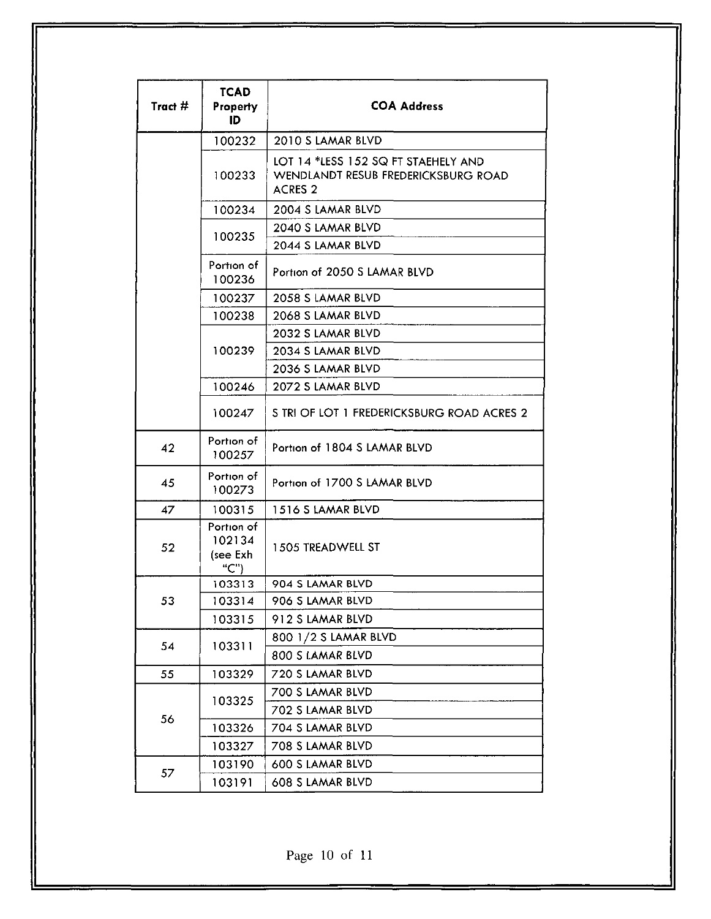| Tract # | TCAD Property ID | COA Address |
|---|---|---|
| | 100232 | 2010 S LAMAR BLVD |
| | 100233 | LOT 14 *LESS 152 SQ FT STAEHELY AND WENDLANDT RESUB FREDERICKSBURG ROAD ACRES 2 |
| | 100234 | 2004 S LAMAR BLVD |
| | 100235 | 2040 S LAMAR BLVD |
| | | 2044 S LAMAR BLVD |
| | Portion of 100236 | Portion of 2050 S LAMAR BLVD |
| | 100237 | 2058 S LAMAR BLVD |
| | 100238 | 2068 S LAMAR BLVD |
| | 100239 | 2032 S LAMAR BLVD |
| | | 2034 S LAMAR BLVD |
| | | 2036 S LAMAR BLVD |
| | 100246 | 2072 S LAMAR BLVD |
| | 100247 | S TRI OF LOT 1 FREDERICKSBURG ROAD ACRES 2 |
| 42 | Portion of 100257 | Portion of 1804 S LAMAR BLVD |
| 45 | Portion of 100273 | Portion of 1700 S LAMAR BLVD |
| 47 | 100315 | 1516 S LAMAR BLVD |
| 52 | Portion of 102134 (see Exh "C") | 1505 TREADWELL ST |
| 53 | 103313 | 904 S LAMAR BLVD |
| | 103314 | 906 S LAMAR BLVD |
| | 103315 | 912 S LAMAR BLVD |
| 54 | 103311 | 800 1/2 S LAMAR BLVD |
| | | 800 S LAMAR BLVD |
| 55 | 103329 | 720 S LAMAR BLVD |
| 56 | 103325 | 700 S LAMAR BLVD |
| | | 702 S LAMAR BLVD |
| | 103326 | 704 S LAMAR BLVD |
| | 103327 | 708 S LAMAR BLVD |
| 57 | 103190 | 600 S LAMAR BLVD |
| | 103191 | 608 S LAMAR BLVD |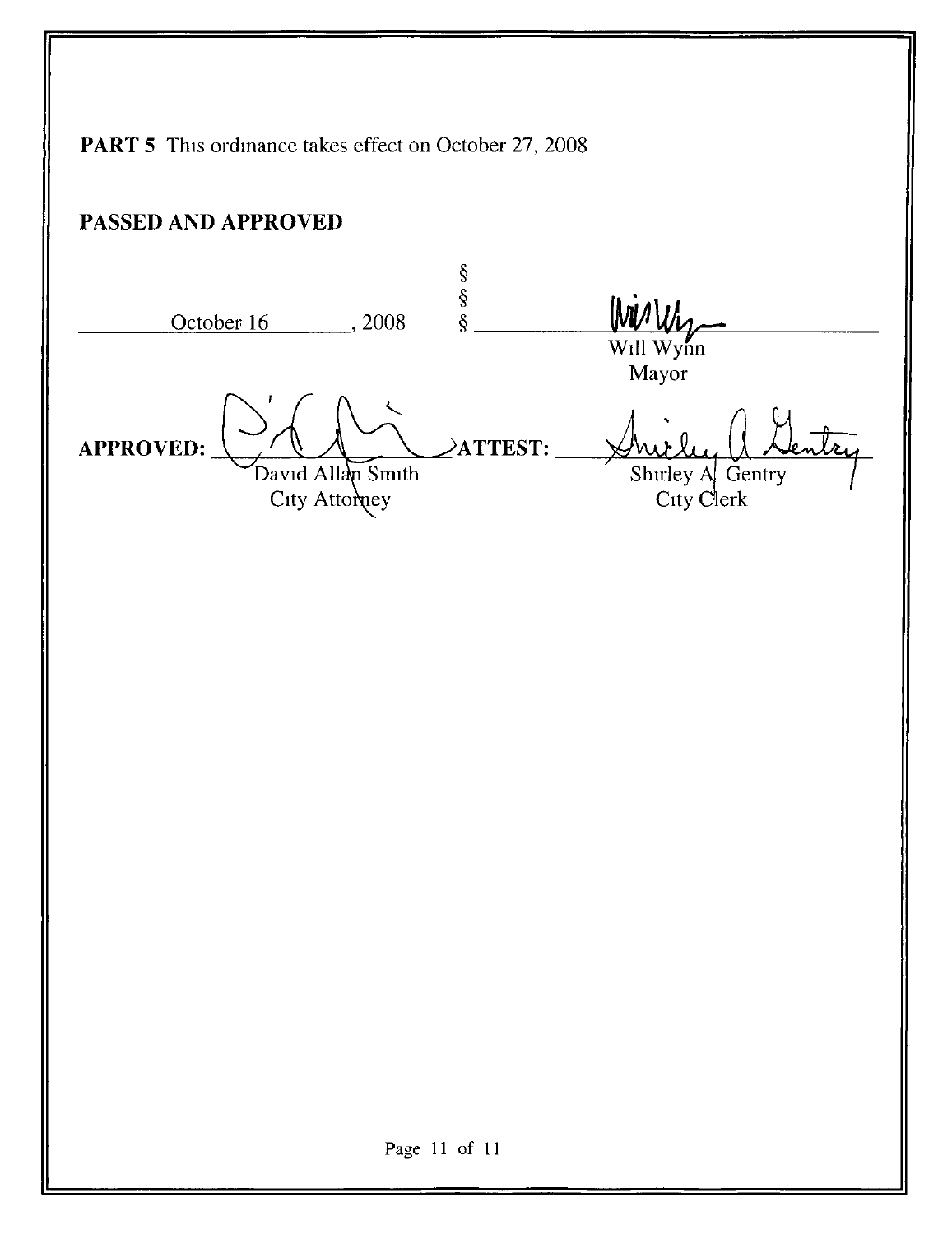**PART 5** This ordinance takes effect on October 27, 2008

**PASSED AND APPROVED**

| | | |
|---|---|---|
| October 16, 2008 | §<br>§<br>§ | Will Wynn<br>Mayor |

**APPROVED:** David Allan Smith
City Attorney

**ATTEST:** Shirley A. Gentry
City Clerk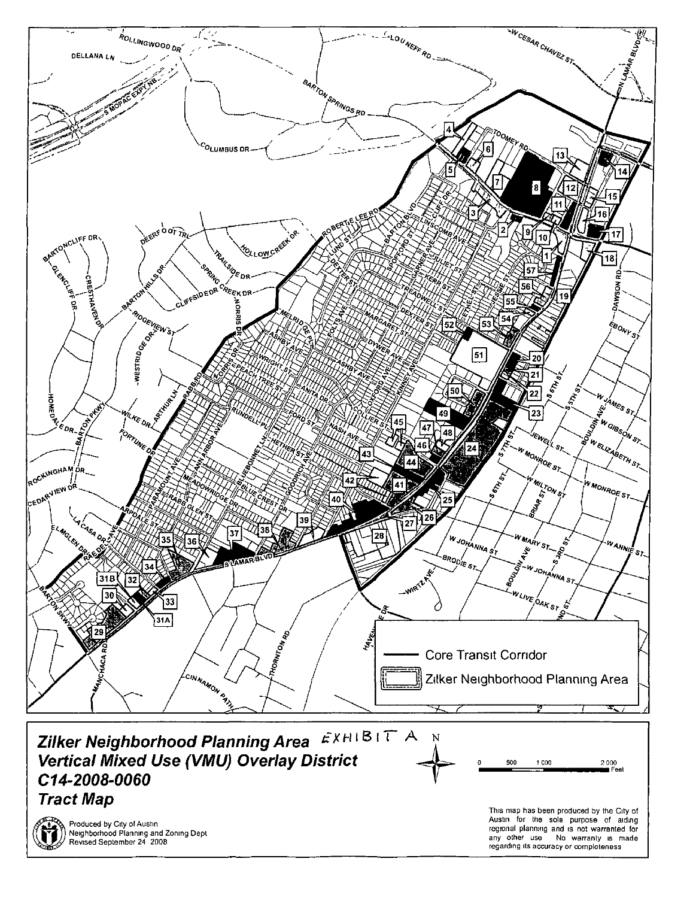# Zilker Neighborhood Planning Area EXHIBIT A

## Vertical Mixed Use (VMU) Overlay District

## C14-2008-0060

## Tract Map

- Core Transit Corridor
- Zilker Neighborhood Planning Area

0 500 1 000 2 000 Feet

Produced by City of Austin
Neighborhood Planning and Zoning Dept
Revised September 24 2008

This map has been produced by the City of Austin for the sole purpose of aiding regional planning and is not warranted for any other use No warranty is made regarding its accuracy or completeness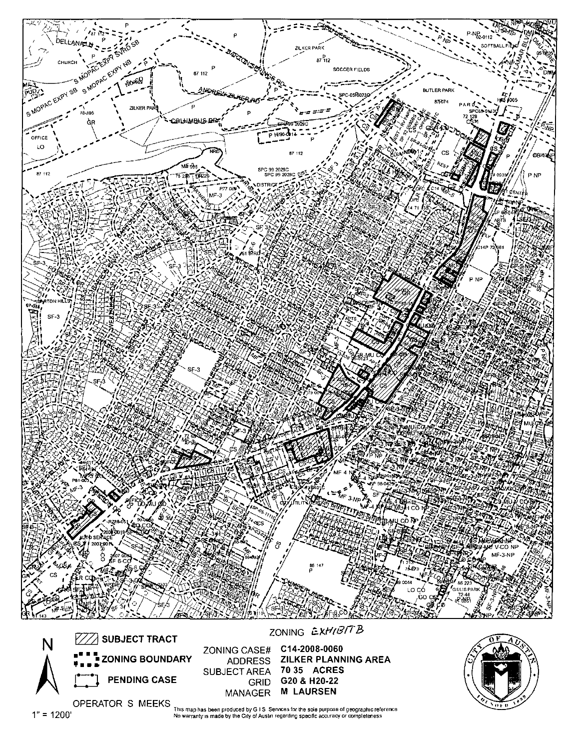ZONING EXHIBIT B

N

1" = 1200'

- SUBJECT TRACT
- ZONING BOUNDARY
- PENDING CASE

OPERATOR S MEEKS

ZONING CASE# C14-2008-0060
ADDRESS ZILKER PLANNING AREA
SUBJECT AREA 70 35 ACRES
GRID G20 & H20-22
MANAGER M LAURSEN

This map has been produced by G I S Services for the sole purpose of geographic reference
No warranty is made by the City of Austin regarding specific accuracy or completeness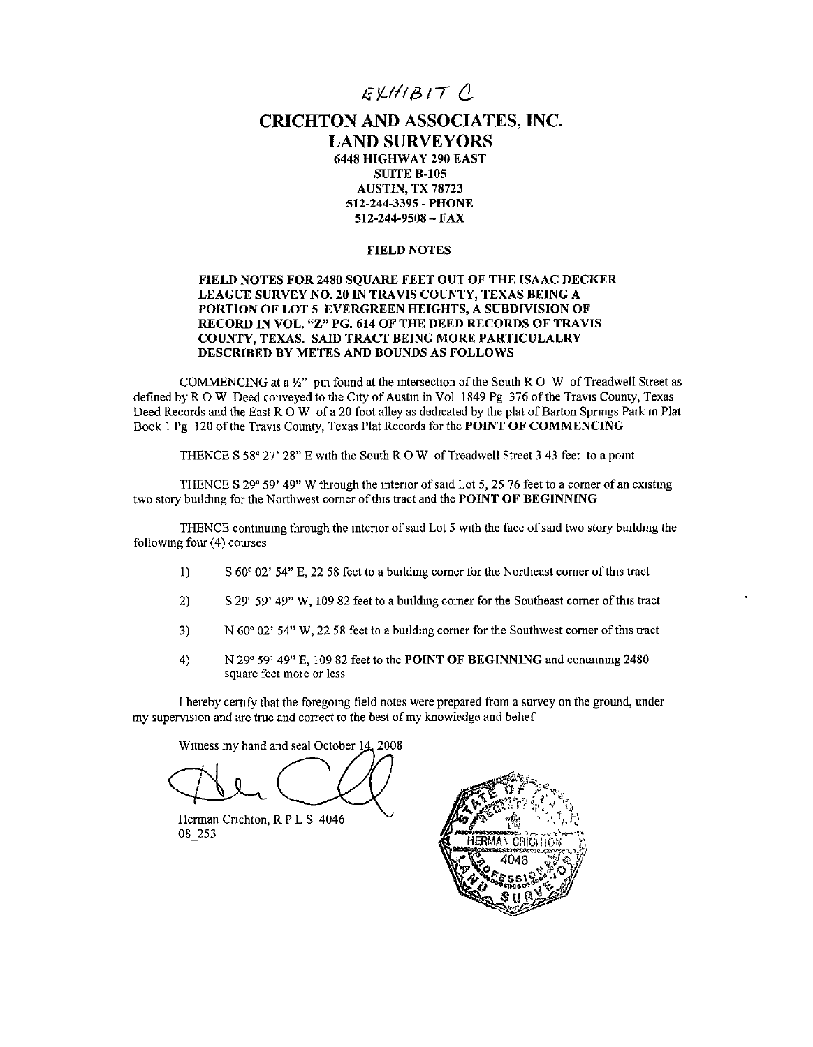*EXHIBIT C*

# CRICHTON AND ASSOCIATES, INC.
## LAND SURVEYORS

**6448 HIGHWAY 290 EAST**
**SUITE B-105**
**AUSTIN, TX 78723**
**512-244-3395 - PHONE**
**512-244-9508 – FAX**

**FIELD NOTES**

**FIELD NOTES FOR 2480 SQUARE FEET OUT OF THE ISAAC DECKER LEAGUE SURVEY NO. 20 IN TRAVIS COUNTY, TEXAS BEING A PORTION OF LOT 5 EVERGREEN HEIGHTS, A SUBDIVISION OF RECORD IN VOL. "Z" PG. 614 OF THE DEED RECORDS OF TRAVIS COUNTY, TEXAS. SAID TRACT BEING MORE PARTICULALRY DESCRIBED BY METES AND BOUNDS AS FOLLOWS**

COMMENCING at a ½" pin found at the intersection of the South R O W of Treadwell Street as defined by R O W Deed conveyed to the City of Austin in Vol 1849 Pg 376 of the Travis County, Texas Deed Records and the East R O W of a 20 foot alley as dedicated by the plat of Barton Springs Park in Plat Book 1 Pg 120 of the Travis County, Texas Plat Records for the **POINT OF COMMENCING**

THENCE S 58° 27' 28" E with the South R O W of Treadwell Street 3 43 feet to a point

THENCE S 29° 59' 49" W through the interior of said Lot 5, 25 76 feet to a corner of an existing two story building for the Northwest corner of this tract and the **POINT OF BEGINNING**

THENCE continuing through the interior of said Lot 5 with the face of said two story building the following four (4) courses

1) S 60° 02' 54" E, 22 58 feet to a building corner for the Northeast corner of this tract

2) S 29° 59' 49" W, 109 82 feet to a building corner for the Southeast corner of this tract

3) N 60° 02' 54" W, 22 58 feet to a building corner for the Southwest corner of this tract

4) N 29° 59' 49" E, 109 82 feet to the **POINT OF BEGINNING** and containing 2480 square feet more or less

I hereby certify that the foregoing field notes were prepared from a survey on the ground, under my supervision and are true and correct to the best of my knowledge and belief

Witness my hand and seal October 14, 2008

Herman Crichton, R P L S 4046
08_253

STATE OF TEXAS REGISTERED HERMAN CRICHTON 4046 PROFESSIONAL LAND SURVEYOR